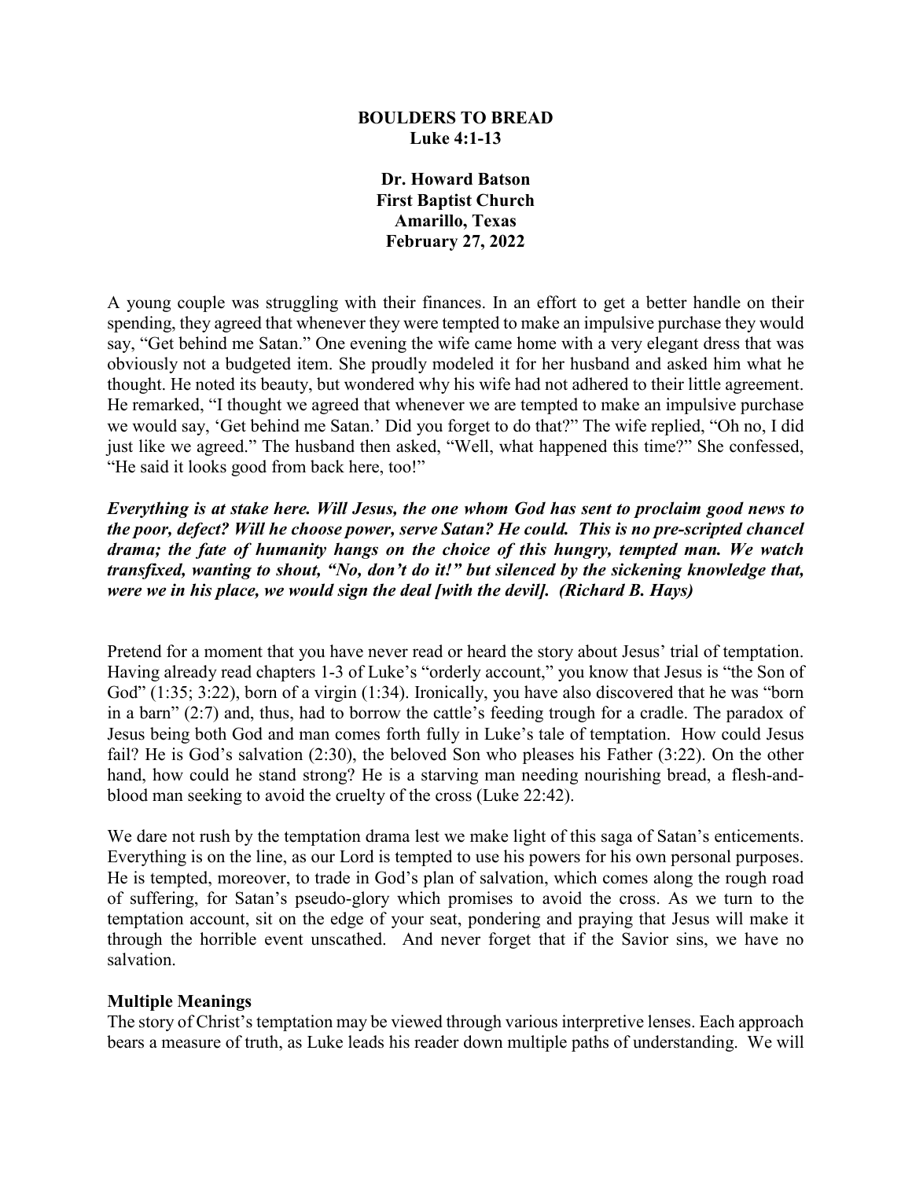# BOULDERS TO BREAD
## Luke 4:1-13

**Dr. Howard Batson**
**First Baptist Church**
**Amarillo, Texas**
**February 27, 2022**

A young couple was struggling with their finances. In an effort to get a better handle on their spending, they agreed that whenever they were tempted to make an impulsive purchase they would say, "Get behind me Satan." One evening the wife came home with a very elegant dress that was obviously not a budgeted item. She proudly modeled it for her husband and asked him what he thought. He noted its beauty, but wondered why his wife had not adhered to their little agreement. He remarked, "I thought we agreed that whenever we are tempted to make an impulsive purchase we would say, 'Get behind me Satan.' Did you forget to do that?" The wife replied, "Oh no, I did just like we agreed." The husband then asked, "Well, what happened this time?" She confessed, "He said it looks good from back here, too!"

***Everything is at stake here. Will Jesus, the one whom God has sent to proclaim good news to the poor, defect? Will he choose power, serve Satan? He could. This is no pre-scripted chancel drama; the fate of humanity hangs on the choice of this hungry, tempted man. We watch transfixed, wanting to shout, "No, don't do it!" but silenced by the sickening knowledge that, were we in his place, we would sign the deal [with the devil]. (Richard B. Hays)***

Pretend for a moment that you have never read or heard the story about Jesus' trial of temptation. Having already read chapters 1-3 of Luke's "orderly account," you know that Jesus is "the Son of God" (1:35; 3:22), born of a virgin (1:34). Ironically, you have also discovered that he was "born in a barn" (2:7) and, thus, had to borrow the cattle's feeding trough for a cradle. The paradox of Jesus being both God and man comes forth fully in Luke's tale of temptation. How could Jesus fail? He is God's salvation (2:30), the beloved Son who pleases his Father (3:22). On the other hand, how could he stand strong? He is a starving man needing nourishing bread, a flesh-and-blood man seeking to avoid the cruelty of the cross (Luke 22:42).

We dare not rush by the temptation drama lest we make light of this saga of Satan's enticements. Everything is on the line, as our Lord is tempted to use his powers for his own personal purposes. He is tempted, moreover, to trade in God's plan of salvation, which comes along the rough road of suffering, for Satan's pseudo-glory which promises to avoid the cross. As we turn to the temptation account, sit on the edge of your seat, pondering and praying that Jesus will make it through the horrible event unscathed. And never forget that if the Savior sins, we have no salvation.

**Multiple Meanings**

The story of Christ's temptation may be viewed through various interpretive lenses. Each approach bears a measure of truth, as Luke leads his reader down multiple paths of understanding. We will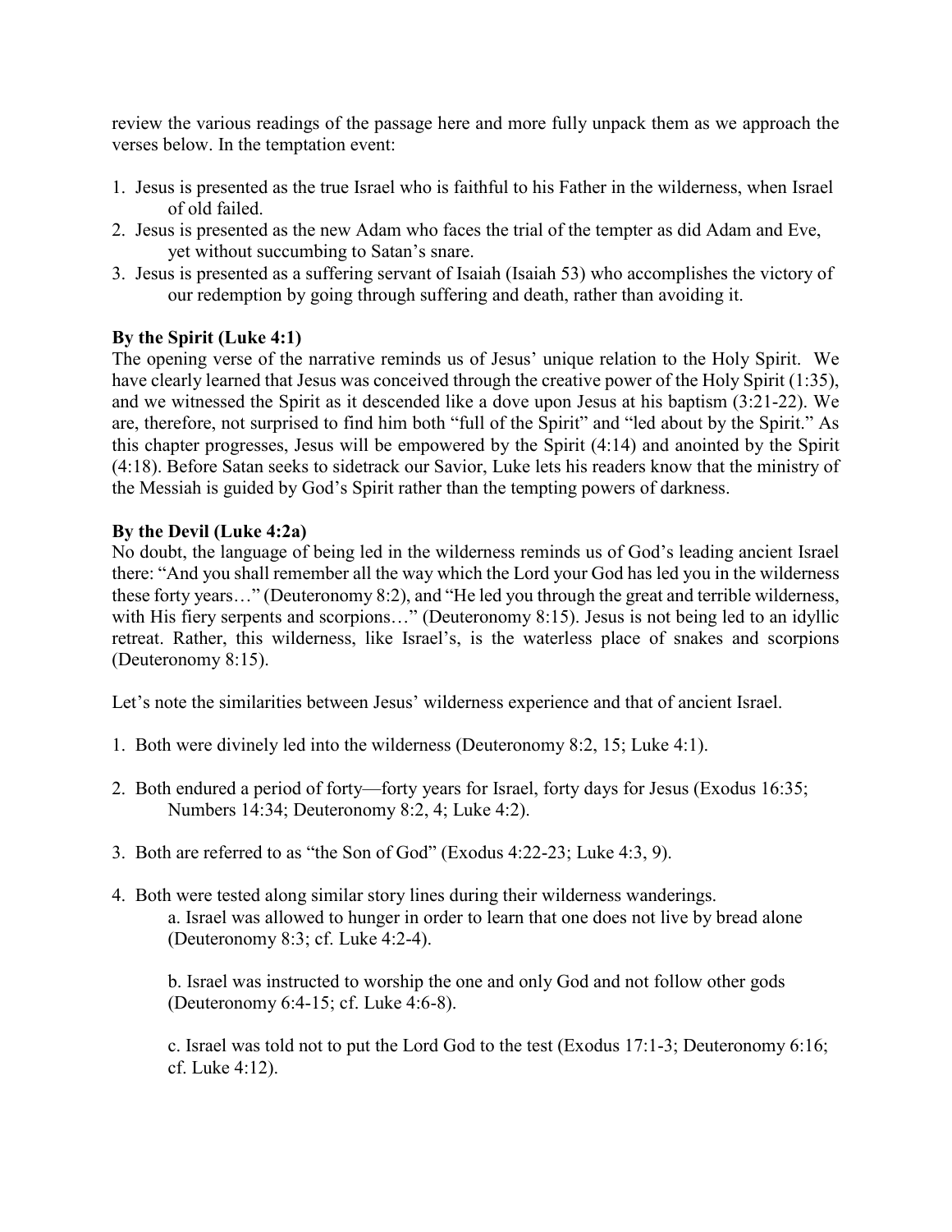review the various readings of the passage here and more fully unpack them as we approach the verses below. In the temptation event:

1. Jesus is presented as the true Israel who is faithful to his Father in the wilderness, when Israel of old failed.
2. Jesus is presented as the new Adam who faces the trial of the tempter as did Adam and Eve, yet without succumbing to Satan's snare.
3. Jesus is presented as a suffering servant of Isaiah (Isaiah 53) who accomplishes the victory of our redemption by going through suffering and death, rather than avoiding it.

**By the Spirit (Luke 4:1)**

The opening verse of the narrative reminds us of Jesus' unique relation to the Holy Spirit. We have clearly learned that Jesus was conceived through the creative power of the Holy Spirit (1:35), and we witnessed the Spirit as it descended like a dove upon Jesus at his baptism (3:21-22). We are, therefore, not surprised to find him both "full of the Spirit" and "led about by the Spirit." As this chapter progresses, Jesus will be empowered by the Spirit (4:14) and anointed by the Spirit (4:18). Before Satan seeks to sidetrack our Savior, Luke lets his readers know that the ministry of the Messiah is guided by God's Spirit rather than the tempting powers of darkness.

**By the Devil (Luke 4:2a)**

No doubt, the language of being led in the wilderness reminds us of God's leading ancient Israel there: "And you shall remember all the way which the Lord your God has led you in the wilderness these forty years…" (Deuteronomy 8:2), and "He led you through the great and terrible wilderness, with His fiery serpents and scorpions…" (Deuteronomy 8:15). Jesus is not being led to an idyllic retreat. Rather, this wilderness, like Israel's, is the waterless place of snakes and scorpions (Deuteronomy 8:15).

Let's note the similarities between Jesus' wilderness experience and that of ancient Israel.

1. Both were divinely led into the wilderness (Deuteronomy 8:2, 15; Luke 4:1).

2. Both endured a period of forty—forty years for Israel, forty days for Jesus (Exodus 16:35; Numbers 14:34; Deuteronomy 8:2, 4; Luke 4:2).

3. Both are referred to as "the Son of God" (Exodus 4:22-23; Luke 4:3, 9).

4. Both were tested along similar story lines during their wilderness wanderings.

   a. Israel was allowed to hunger in order to learn that one does not live by bread alone (Deuteronomy 8:3; cf. Luke 4:2-4).

   b. Israel was instructed to worship the one and only God and not follow other gods (Deuteronomy 6:4-15; cf. Luke 4:6-8).

   c. Israel was told not to put the Lord God to the test (Exodus 17:1-3; Deuteronomy 6:16; cf. Luke 4:12).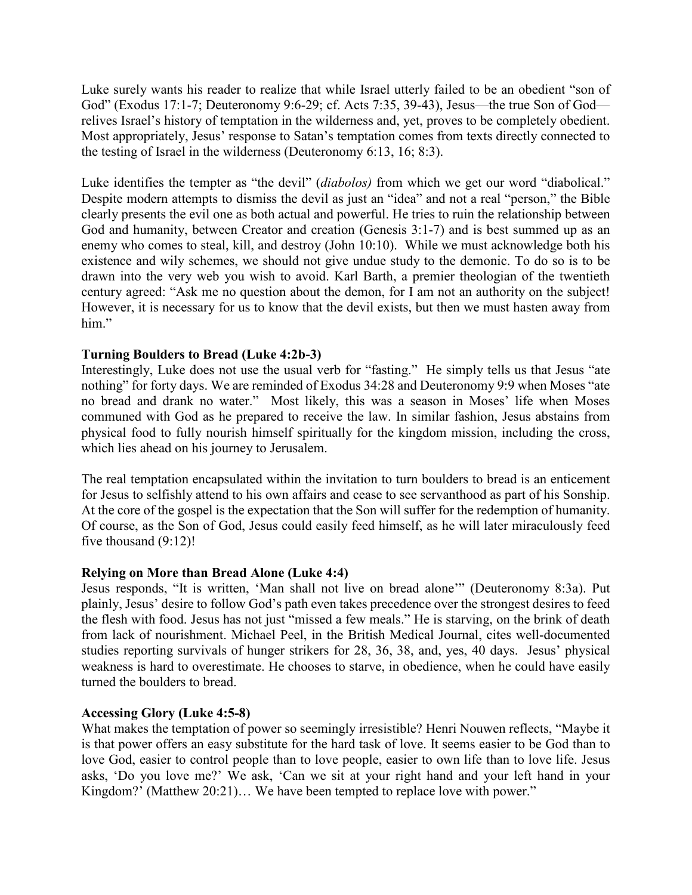Luke surely wants his reader to realize that while Israel utterly failed to be an obedient "son of God" (Exodus 17:1-7; Deuteronomy 9:6-29; cf. Acts 7:35, 39-43), Jesus—the true Son of God—relives Israel's history of temptation in the wilderness and, yet, proves to be completely obedient. Most appropriately, Jesus' response to Satan's temptation comes from texts directly connected to the testing of Israel in the wilderness (Deuteronomy 6:13, 16; 8:3).

Luke identifies the tempter as "the devil" (*diabolos)* from which we get our word "diabolical." Despite modern attempts to dismiss the devil as just an "idea" and not a real "person," the Bible clearly presents the evil one as both actual and powerful. He tries to ruin the relationship between God and humanity, between Creator and creation (Genesis 3:1-7) and is best summed up as an enemy who comes to steal, kill, and destroy (John 10:10). While we must acknowledge both his existence and wily schemes, we should not give undue study to the demonic. To do so is to be drawn into the very web you wish to avoid. Karl Barth, a premier theologian of the twentieth century agreed: "Ask me no question about the demon, for I am not an authority on the subject! However, it is necessary for us to know that the devil exists, but then we must hasten away from him."

**Turning Boulders to Bread (Luke 4:2b-3)**
Interestingly, Luke does not use the usual verb for "fasting." He simply tells us that Jesus "ate nothing" for forty days. We are reminded of Exodus 34:28 and Deuteronomy 9:9 when Moses "ate no bread and drank no water." Most likely, this was a season in Moses' life when Moses communed with God as he prepared to receive the law. In similar fashion, Jesus abstains from physical food to fully nourish himself spiritually for the kingdom mission, including the cross, which lies ahead on his journey to Jerusalem.

The real temptation encapsulated within the invitation to turn boulders to bread is an enticement for Jesus to selfishly attend to his own affairs and cease to see servanthood as part of his Sonship. At the core of the gospel is the expectation that the Son will suffer for the redemption of humanity. Of course, as the Son of God, Jesus could easily feed himself, as he will later miraculously feed five thousand (9:12)!

**Relying on More than Bread Alone (Luke 4:4)**
Jesus responds, "It is written, 'Man shall not live on bread alone'" (Deuteronomy 8:3a). Put plainly, Jesus' desire to follow God's path even takes precedence over the strongest desires to feed the flesh with food. Jesus has not just "missed a few meals." He is starving, on the brink of death from lack of nourishment. Michael Peel, in the British Medical Journal, cites well-documented studies reporting survivals of hunger strikers for 28, 36, 38, and, yes, 40 days. Jesus' physical weakness is hard to overestimate. He chooses to starve, in obedience, when he could have easily turned the boulders to bread.

**Accessing Glory (Luke 4:5-8)**
What makes the temptation of power so seemingly irresistible? Henri Nouwen reflects, "Maybe it is that power offers an easy substitute for the hard task of love. It seems easier to be God than to love God, easier to control people than to love people, easier to own life than to love life. Jesus asks, 'Do you love me?' We ask, 'Can we sit at your right hand and your left hand in your Kingdom?' (Matthew 20:21)… We have been tempted to replace love with power."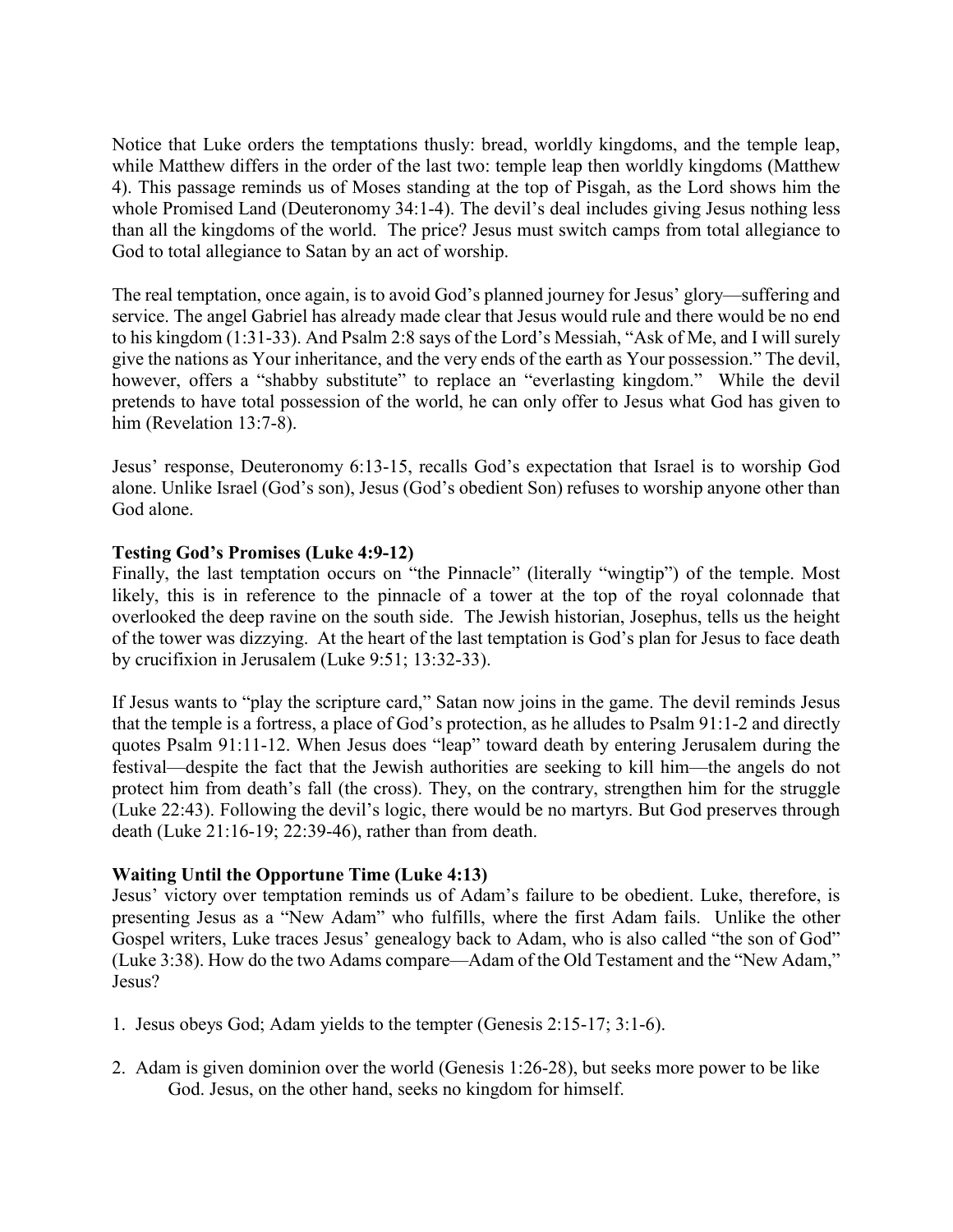Notice that Luke orders the temptations thusly: bread, worldly kingdoms, and the temple leap, while Matthew differs in the order of the last two: temple leap then worldly kingdoms (Matthew 4). This passage reminds us of Moses standing at the top of Pisgah, as the Lord shows him the whole Promised Land (Deuteronomy 34:1-4). The devil's deal includes giving Jesus nothing less than all the kingdoms of the world. The price? Jesus must switch camps from total allegiance to God to total allegiance to Satan by an act of worship.

The real temptation, once again, is to avoid God's planned journey for Jesus' glory—suffering and service. The angel Gabriel has already made clear that Jesus would rule and there would be no end to his kingdom (1:31-33). And Psalm 2:8 says of the Lord's Messiah, "Ask of Me, and I will surely give the nations as Your inheritance, and the very ends of the earth as Your possession." The devil, however, offers a "shabby substitute" to replace an "everlasting kingdom." While the devil pretends to have total possession of the world, he can only offer to Jesus what God has given to him (Revelation 13:7-8).

Jesus' response, Deuteronomy 6:13-15, recalls God's expectation that Israel is to worship God alone. Unlike Israel (God's son), Jesus (God's obedient Son) refuses to worship anyone other than God alone.

**Testing God's Promises (Luke 4:9-12)**

Finally, the last temptation occurs on "the Pinnacle" (literally "wingtip") of the temple. Most likely, this is in reference to the pinnacle of a tower at the top of the royal colonnade that overlooked the deep ravine on the south side. The Jewish historian, Josephus, tells us the height of the tower was dizzying. At the heart of the last temptation is God's plan for Jesus to face death by crucifixion in Jerusalem (Luke 9:51; 13:32-33).

If Jesus wants to "play the scripture card," Satan now joins in the game. The devil reminds Jesus that the temple is a fortress, a place of God's protection, as he alludes to Psalm 91:1-2 and directly quotes Psalm 91:11-12. When Jesus does "leap" toward death by entering Jerusalem during the festival—despite the fact that the Jewish authorities are seeking to kill him—the angels do not protect him from death's fall (the cross). They, on the contrary, strengthen him for the struggle (Luke 22:43). Following the devil's logic, there would be no martyrs. But God preserves through death (Luke 21:16-19; 22:39-46), rather than from death.

**Waiting Until the Opportune Time (Luke 4:13)**

Jesus' victory over temptation reminds us of Adam's failure to be obedient. Luke, therefore, is presenting Jesus as a "New Adam" who fulfills, where the first Adam fails. Unlike the other Gospel writers, Luke traces Jesus' genealogy back to Adam, who is also called "the son of God" (Luke 3:38). How do the two Adams compare—Adam of the Old Testament and the "New Adam," Jesus?

1. Jesus obeys God; Adam yields to the tempter (Genesis 2:15-17; 3:1-6).

2. Adam is given dominion over the world (Genesis 1:26-28), but seeks more power to be like God. Jesus, on the other hand, seeks no kingdom for himself.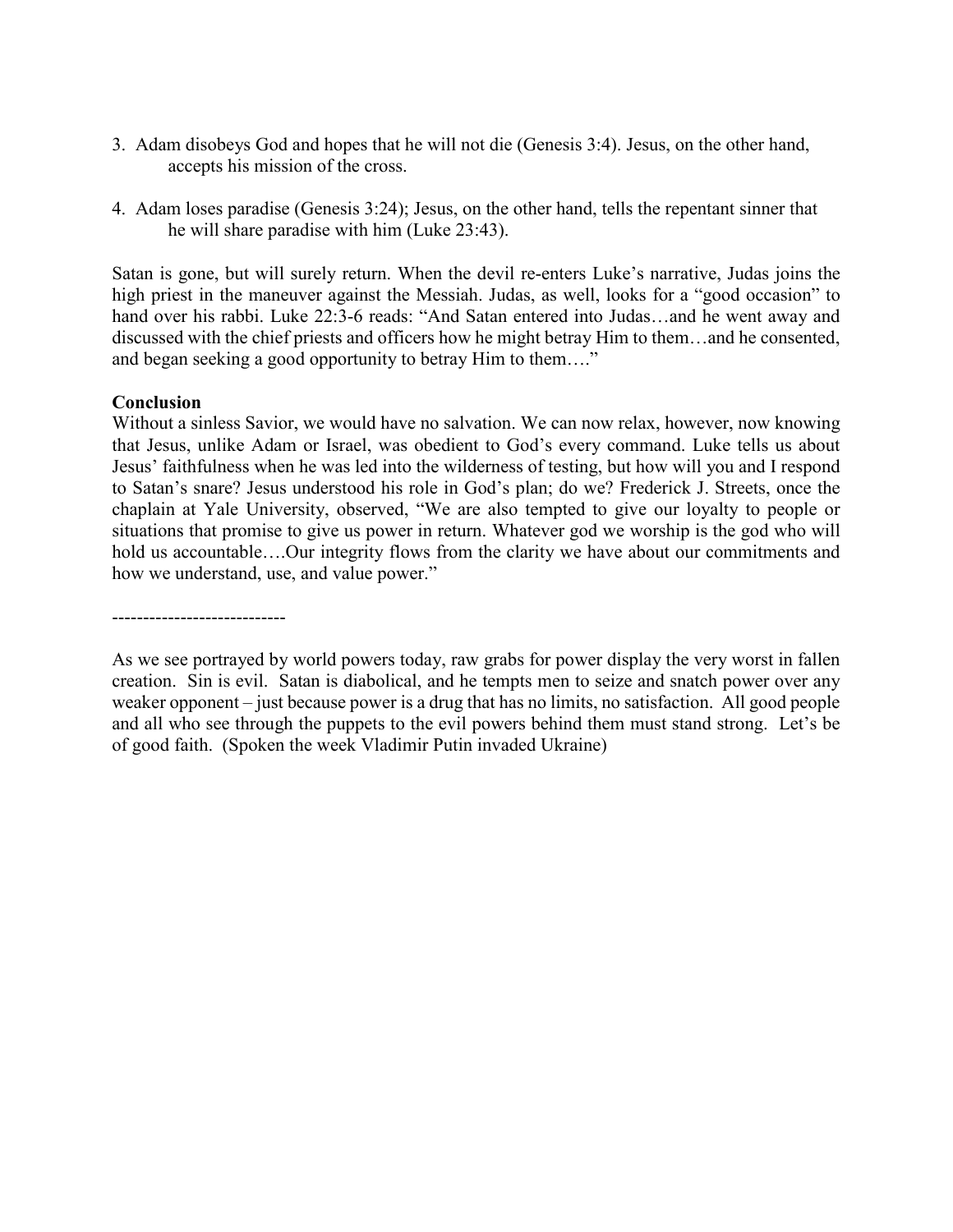3. Adam disobeys God and hopes that he will not die (Genesis 3:4). Jesus, on the other hand, accepts his mission of the cross.

4. Adam loses paradise (Genesis 3:24); Jesus, on the other hand, tells the repentant sinner that he will share paradise with him (Luke 23:43).

Satan is gone, but will surely return. When the devil re-enters Luke's narrative, Judas joins the high priest in the maneuver against the Messiah. Judas, as well, looks for a "good occasion" to hand over his rabbi. Luke 22:3-6 reads: "And Satan entered into Judas…and he went away and discussed with the chief priests and officers how he might betray Him to them…and he consented, and began seeking a good opportunity to betray Him to them…."

**Conclusion**

Without a sinless Savior, we would have no salvation. We can now relax, however, now knowing that Jesus, unlike Adam or Israel, was obedient to God's every command. Luke tells us about Jesus' faithfulness when he was led into the wilderness of testing, but how will you and I respond to Satan's snare? Jesus understood his role in God's plan; do we? Frederick J. Streets, once the chaplain at Yale University, observed, "We are also tempted to give our loyalty to people or situations that promise to give us power in return. Whatever god we worship is the god who will hold us accountable….Our integrity flows from the clarity we have about our commitments and how we understand, use, and value power."

----------------------------

As we see portrayed by world powers today, raw grabs for power display the very worst in fallen creation. Sin is evil. Satan is diabolical, and he tempts men to seize and snatch power over any weaker opponent – just because power is a drug that has no limits, no satisfaction. All good people and all who see through the puppets to the evil powers behind them must stand strong. Let's be of good faith. (Spoken the week Vladimir Putin invaded Ukraine)